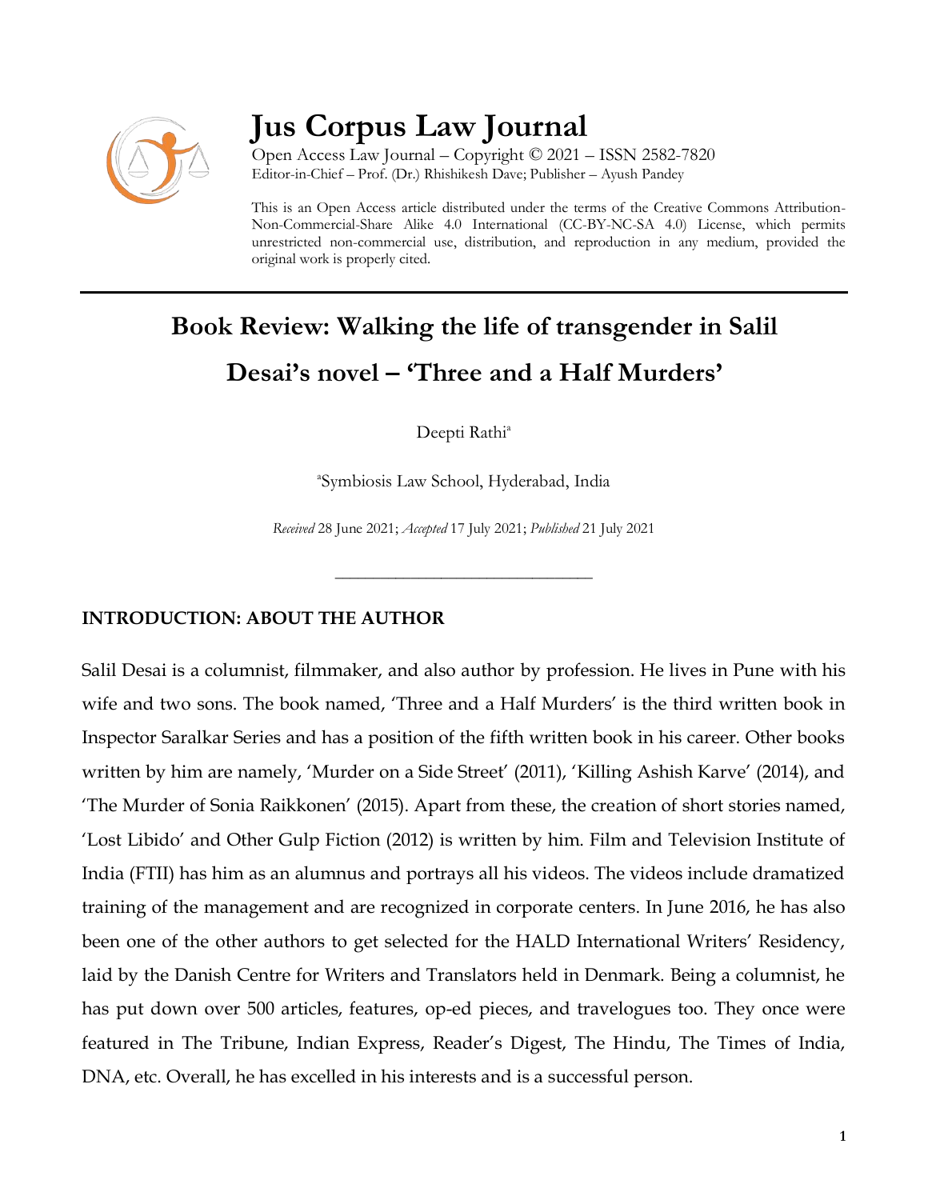# Jus Corpus Law Journal

Open Access Law Journal – Copyright © 2021 – ISSN 2582-7820
Editor-in-Chief – Prof. (Dr.) Rhishikesh Dave; Publisher – Ayush Pandey

This is an Open Access article distributed under the terms of the Creative Commons Attribution-Non-Commercial-Share Alike 4.0 International (CC-BY-NC-SA 4.0) License, which permits unrestricted non-commercial use, distribution, and reproduction in any medium, provided the original work is properly cited.

## Book Review: Walking the life of transgender in Salil Desai's novel – 'Three and a Half Murders'

Deepti Rathi[a]

[a]Symbiosis Law School, Hyderabad, India

*Received* 28 June 2021; *Accepted* 17 July 2021; *Published* 21 July 2021

---

### INTRODUCTION: ABOUT THE AUTHOR

Salil Desai is a columnist, filmmaker, and also author by profession. He lives in Pune with his wife and two sons. The book named, 'Three and a Half Murders' is the third written book in Inspector Saralkar Series and has a position of the fifth written book in his career. Other books written by him are namely, 'Murder on a Side Street' (2011), 'Killing Ashish Karve' (2014), and 'The Murder of Sonia Raikkonen' (2015). Apart from these, the creation of short stories named, 'Lost Libido' and Other Gulp Fiction (2012) is written by him. Film and Television Institute of India (FTII) has him as an alumnus and portrays all his videos. The videos include dramatized training of the management and are recognized in corporate centers. In June 2016, he has also been one of the other authors to get selected for the HALD International Writers' Residency, laid by the Danish Centre for Writers and Translators held in Denmark. Being a columnist, he has put down over 500 articles, features, op-ed pieces, and travelogues too. They once were featured in The Tribune, Indian Express, Reader's Digest, The Hindu, The Times of India, DNA, etc. Overall, he has excelled in his interests and is a successful person.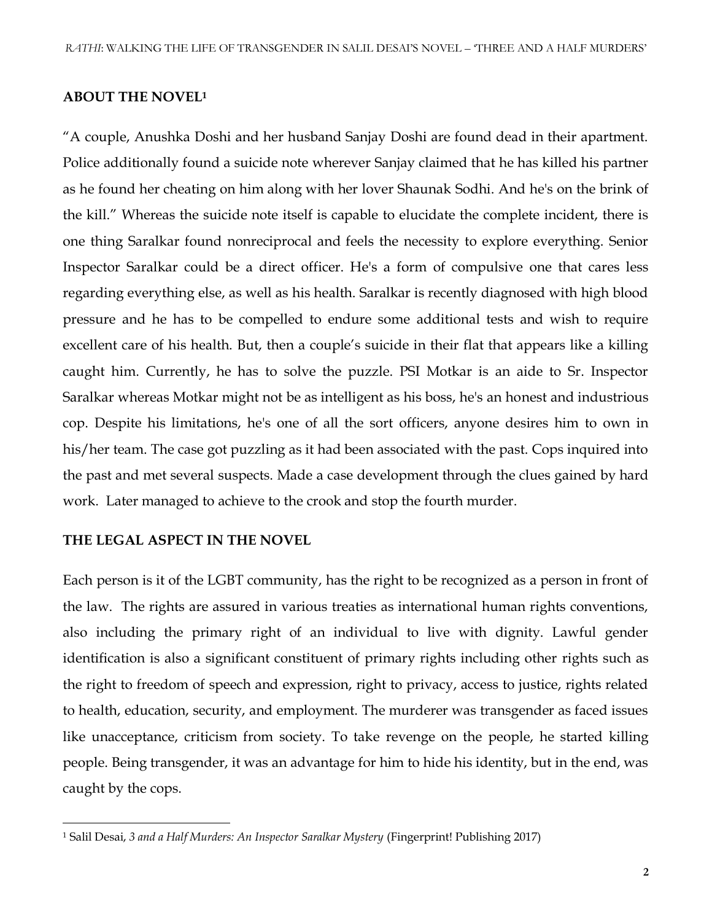## ABOUT THE NOVEL[1]

"A couple, Anushka Doshi and her husband Sanjay Doshi are found dead in their apartment. Police additionally found a suicide note wherever Sanjay claimed that he has killed his partner as he found her cheating on him along with her lover Shaunak Sodhi. And he's on the brink of the kill." Whereas the suicide note itself is capable to elucidate the complete incident, there is one thing Saralkar found nonreciprocal and feels the necessity to explore everything. Senior Inspector Saralkar could be a direct officer. He's a form of compulsive one that cares less regarding everything else, as well as his health. Saralkar is recently diagnosed with high blood pressure and he has to be compelled to endure some additional tests and wish to require excellent care of his health. But, then a couple's suicide in their flat that appears like a killing caught him. Currently, he has to solve the puzzle. PSI Motkar is an aide to Sr. Inspector Saralkar whereas Motkar might not be as intelligent as his boss, he's an honest and industrious cop. Despite his limitations, he's one of all the sort officers, anyone desires him to own in his/her team. The case got puzzling as it had been associated with the past. Cops inquired into the past and met several suspects. Made a case development through the clues gained by hard work. Later managed to achieve to the crook and stop the fourth murder.

## THE LEGAL ASPECT IN THE NOVEL

Each person is it of the LGBT community, has the right to be recognized as a person in front of the law. The rights are assured in various treaties as international human rights conventions, also including the primary right of an individual to live with dignity. Lawful gender identification is also a significant constituent of primary rights including other rights such as the right to freedom of speech and expression, right to privacy, access to justice, rights related to health, education, security, and employment. The murderer was transgender as faced issues like unacceptance, criticism from society. To take revenge on the people, he started killing people. Being transgender, it was an advantage for him to hide his identity, but in the end, was caught by the cops.

---

[1] Salil Desai, *3 and a Half Murders: An Inspector Saralkar Mystery* (Fingerprint! Publishing 2017)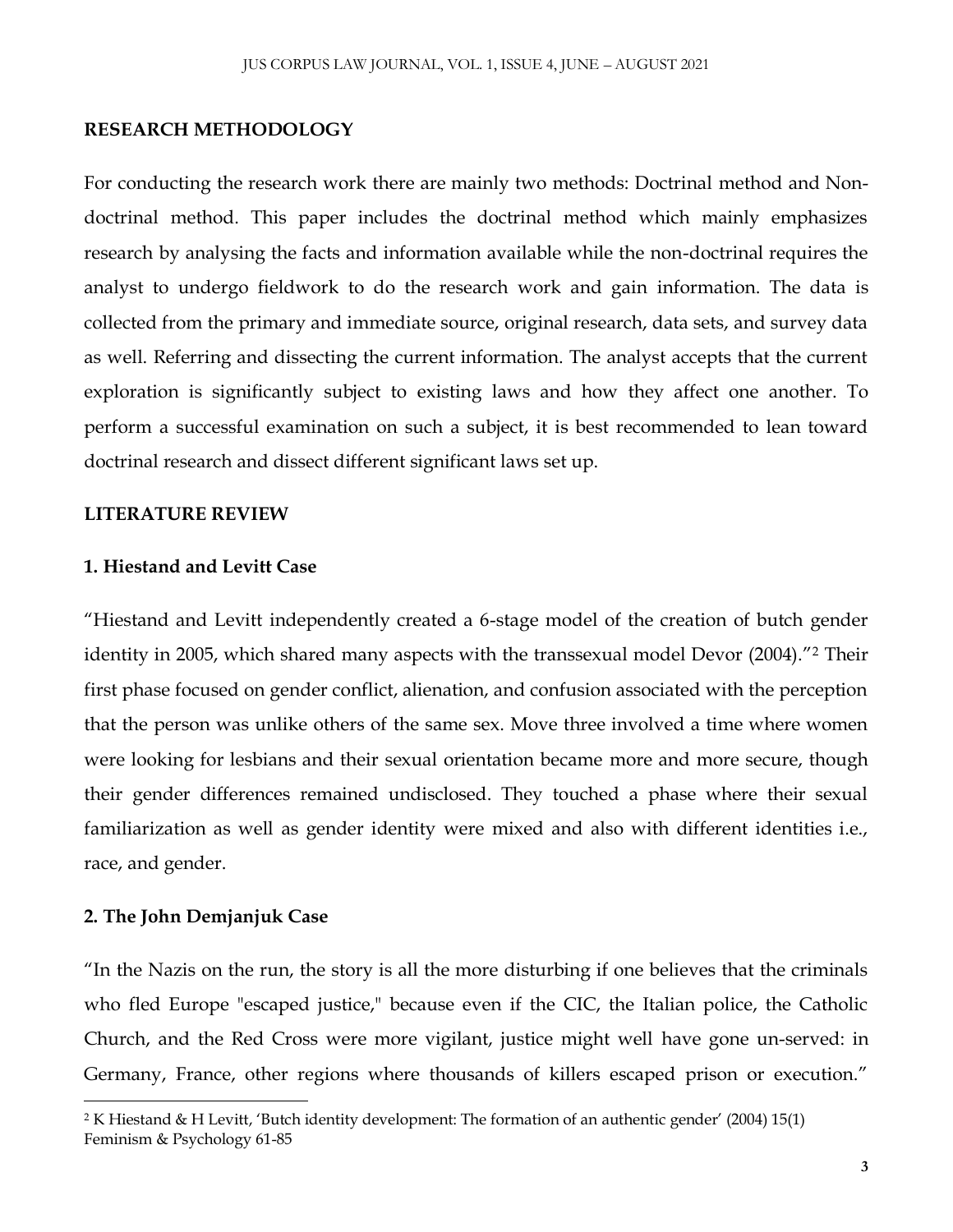**RESEARCH METHODOLOGY**

For conducting the research work there are mainly two methods: Doctrinal method and Non-doctrinal method. This paper includes the doctrinal method which mainly emphasizes research by analysing the facts and information available while the non-doctrinal requires the analyst to undergo fieldwork to do the research work and gain information. The data is collected from the primary and immediate source, original research, data sets, and survey data as well. Referring and dissecting the current information. The analyst accepts that the current exploration is significantly subject to existing laws and how they affect one another. To perform a successful examination on such a subject, it is best recommended to lean toward doctrinal research and dissect different significant laws set up.

**LITERATURE REVIEW**

**1. Hiestand and Levitt Case**

"Hiestand and Levitt independently created a 6-stage model of the creation of butch gender identity in 2005, which shared many aspects with the transsexual model Devor (2004)."[2] Their first phase focused on gender conflict, alienation, and confusion associated with the perception that the person was unlike others of the same sex. Move three involved a time where women were looking for lesbians and their sexual orientation became more and more secure, though their gender differences remained undisclosed. They touched a phase where their sexual familiarization as well as gender identity were mixed and also with different identities i.e., race, and gender.

**2. The John Demjanjuk Case**

"In the Nazis on the run, the story is all the more disturbing if one believes that the criminals who fled Europe "escaped justice," because even if the CIC, the Italian police, the Catholic Church, and the Red Cross were more vigilant, justice might well have gone un-served: in Germany, France, other regions where thousands of killers escaped prison or execution."

---

[2] K Hiestand & H Levitt, 'Butch identity development: The formation of an authentic gender' (2004) 15(1) Feminism & Psychology 61-85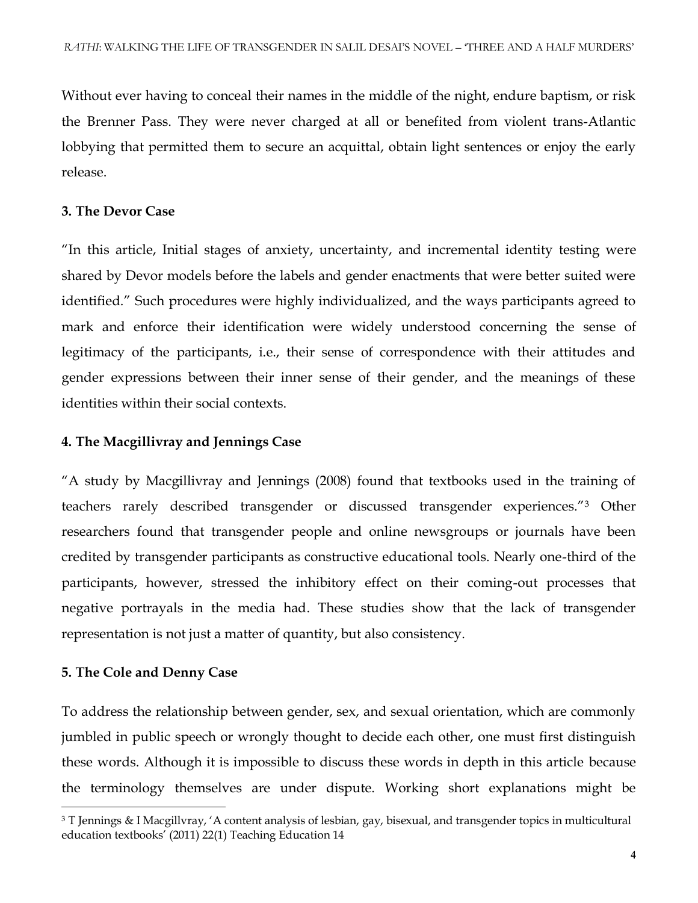Without ever having to conceal their names in the middle of the night, endure baptism, or risk the Brenner Pass. They were never charged at all or benefited from violent trans-Atlantic lobbying that permitted them to secure an acquittal, obtain light sentences or enjoy the early release.

### 3. The Devor Case

"In this article, Initial stages of anxiety, uncertainty, and incremental identity testing were shared by Devor models before the labels and gender enactments that were better suited were identified." Such procedures were highly individualized, and the ways participants agreed to mark and enforce their identification were widely understood concerning the sense of legitimacy of the participants, i.e., their sense of correspondence with their attitudes and gender expressions between their inner sense of their gender, and the meanings of these identities within their social contexts.

### 4. The Macgillivray and Jennings Case

"A study by Macgillivray and Jennings (2008) found that textbooks used in the training of teachers rarely described transgender or discussed transgender experiences."[3] Other researchers found that transgender people and online newsgroups or journals have been credited by transgender participants as constructive educational tools. Nearly one-third of the participants, however, stressed the inhibitory effect on their coming-out processes that negative portrayals in the media had. These studies show that the lack of transgender representation is not just a matter of quantity, but also consistency.

### 5. The Cole and Denny Case

To address the relationship between gender, sex, and sexual orientation, which are commonly jumbled in public speech or wrongly thought to decide each other, one must first distinguish these words. Although it is impossible to discuss these words in depth in this article because the terminology themselves are under dispute. Working short explanations might be

---

[3] T Jennings & I Macgillvray, 'A content analysis of lesbian, gay, bisexual, and transgender topics in multicultural education textbooks' (2011) 22(1) Teaching Education 14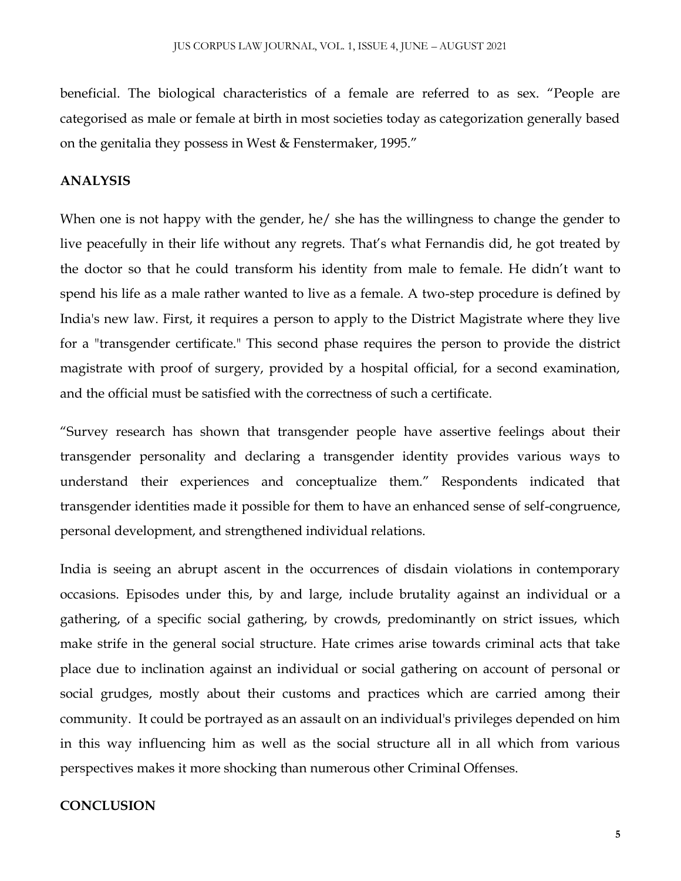beneficial. The biological characteristics of a female are referred to as sex. "People are categorised as male or female at birth in most societies today as categorization generally based on the genitalia they possess in West & Fenstermaker, 1995."

## ANALYSIS

When one is not happy with the gender, he/ she has the willingness to change the gender to live peacefully in their life without any regrets. That's what Fernandis did, he got treated by the doctor so that he could transform his identity from male to female. He didn't want to spend his life as a male rather wanted to live as a female. A two-step procedure is defined by India's new law. First, it requires a person to apply to the District Magistrate where they live for a "transgender certificate." This second phase requires the person to provide the district magistrate with proof of surgery, provided by a hospital official, for a second examination, and the official must be satisfied with the correctness of such a certificate.

"Survey research has shown that transgender people have assertive feelings about their transgender personality and declaring a transgender identity provides various ways to understand their experiences and conceptualize them." Respondents indicated that transgender identities made it possible for them to have an enhanced sense of self-congruence, personal development, and strengthened individual relations.

India is seeing an abrupt ascent in the occurrences of disdain violations in contemporary occasions. Episodes under this, by and large, include brutality against an individual or a gathering, of a specific social gathering, by crowds, predominantly on strict issues, which make strife in the general social structure. Hate crimes arise towards criminal acts that take place due to inclination against an individual or social gathering on account of personal or social grudges, mostly about their customs and practices which are carried among their community. It could be portrayed as an assault on an individual's privileges depended on him in this way influencing him as well as the social structure all in all which from various perspectives makes it more shocking than numerous other Criminal Offenses.

## CONCLUSION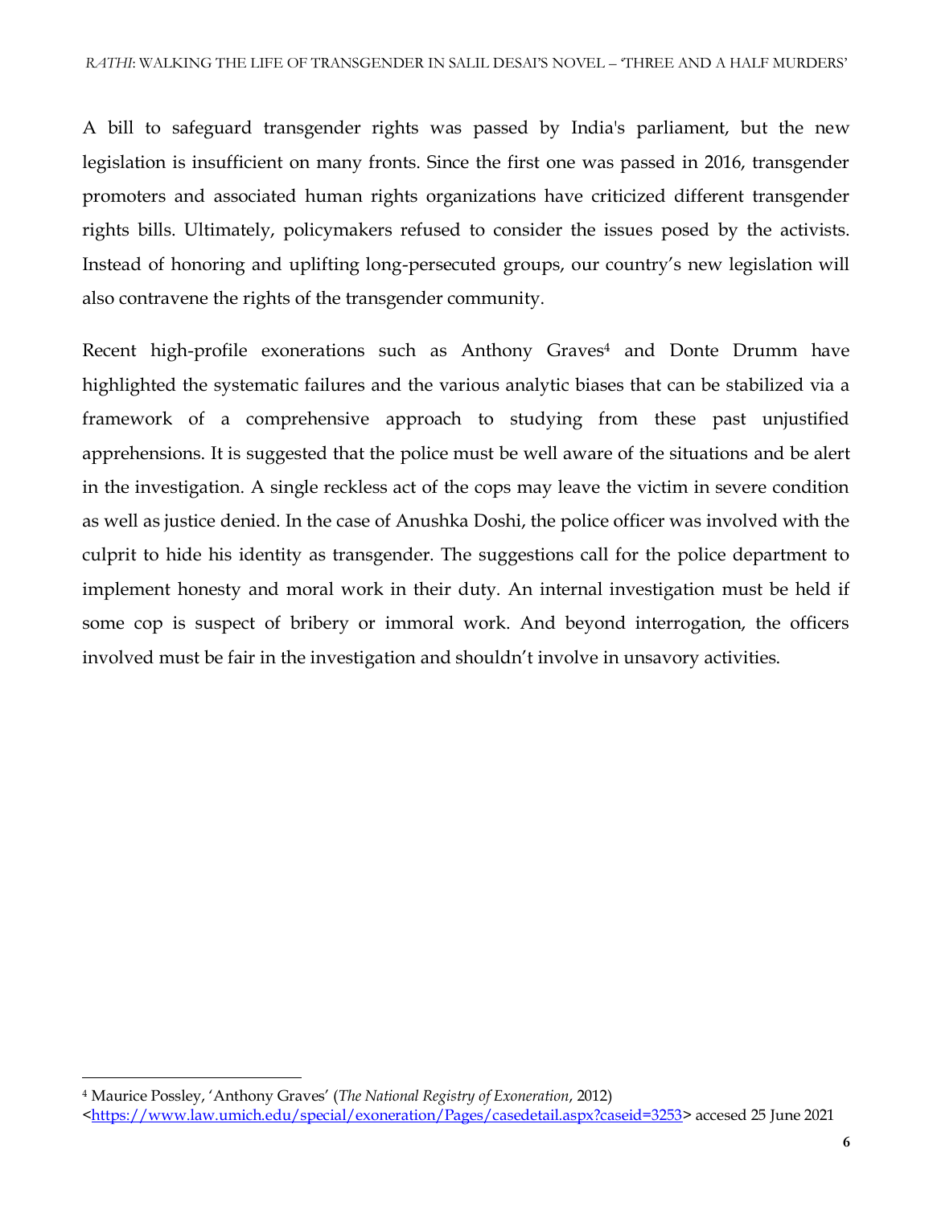A bill to safeguard transgender rights was passed by India's parliament, but the new legislation is insufficient on many fronts. Since the first one was passed in 2016, transgender promoters and associated human rights organizations have criticized different transgender rights bills. Ultimately, policymakers refused to consider the issues posed by the activists. Instead of honoring and uplifting long-persecuted groups, our country's new legislation will also contravene the rights of the transgender community.

Recent high-profile exonerations such as Anthony Graves[4] and Donte Drumm have highlighted the systematic failures and the various analytic biases that can be stabilized via a framework of a comprehensive approach to studying from these past unjustified apprehensions. It is suggested that the police must be well aware of the situations and be alert in the investigation. A single reckless act of the cops may leave the victim in severe condition as well as justice denied. In the case of Anushka Doshi, the police officer was involved with the culprit to hide his identity as transgender. The suggestions call for the police department to implement honesty and moral work in their duty. An internal investigation must be held if some cop is suspect of bribery or immoral work. And beyond interrogation, the officers involved must be fair in the investigation and shouldn't involve in unsavory activities.

---

[4] Maurice Possley, 'Anthony Graves' (*The National Registry of Exoneration*, 2012) <https://www.law.umich.edu/special/exoneration/Pages/casedetail.aspx?caseid=3253> accesed 25 June 2021